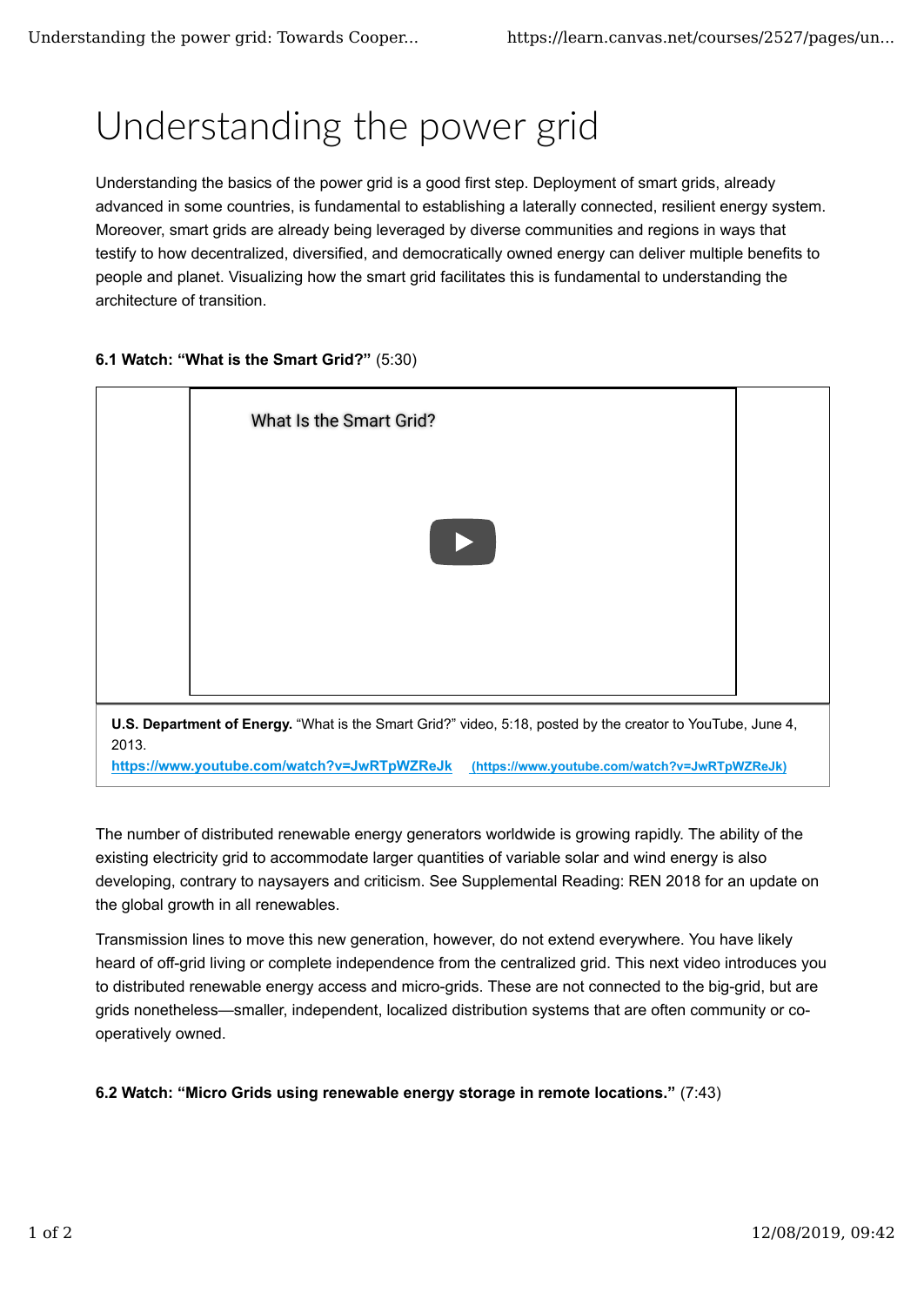# Understanding the power grid

Understanding the basics of the power grid is a good first step. Deployment of smart grids, already advanced in some countries, is fundamental to establishing a laterally connected, resilient energy system. Moreover, smart grids are already being leveraged by diverse communities and regions in ways that testify to how decentralized, diversified, and democratically owned energy can deliver multiple benefits to people and planet. Visualizing how the smart grid facilitates this is fundamental to understanding the architecture of transition.

**6.1 Watch: "What is the Smart Grid?"** (5:30)

What Is the Smart Grid?

**U.S. Department of Energy.** "What is the Smart Grid?" video, 5:18, posted by the creator to YouTube, June 4, 2013.
**https://www.youtube.com/watch?v=JwRTpWZReJk** (https://www.youtube.com/watch?v=JwRTpWZReJk)

The number of distributed renewable energy generators worldwide is growing rapidly. The ability of the existing electricity grid to accommodate larger quantities of variable solar and wind energy is also developing, contrary to naysayers and criticism. See Supplemental Reading: REN 2018 for an update on the global growth in all renewables.

Transmission lines to move this new generation, however, do not extend everywhere. You have likely heard of off-grid living or complete independence from the centralized grid. This next video introduces you to distributed renewable energy access and micro-grids. These are not connected to the big-grid, but are grids nonetheless—smaller, independent, localized distribution systems that are often community or co-operatively owned.

**6.2 Watch: "Micro Grids using renewable energy storage in remote locations."** (7:43)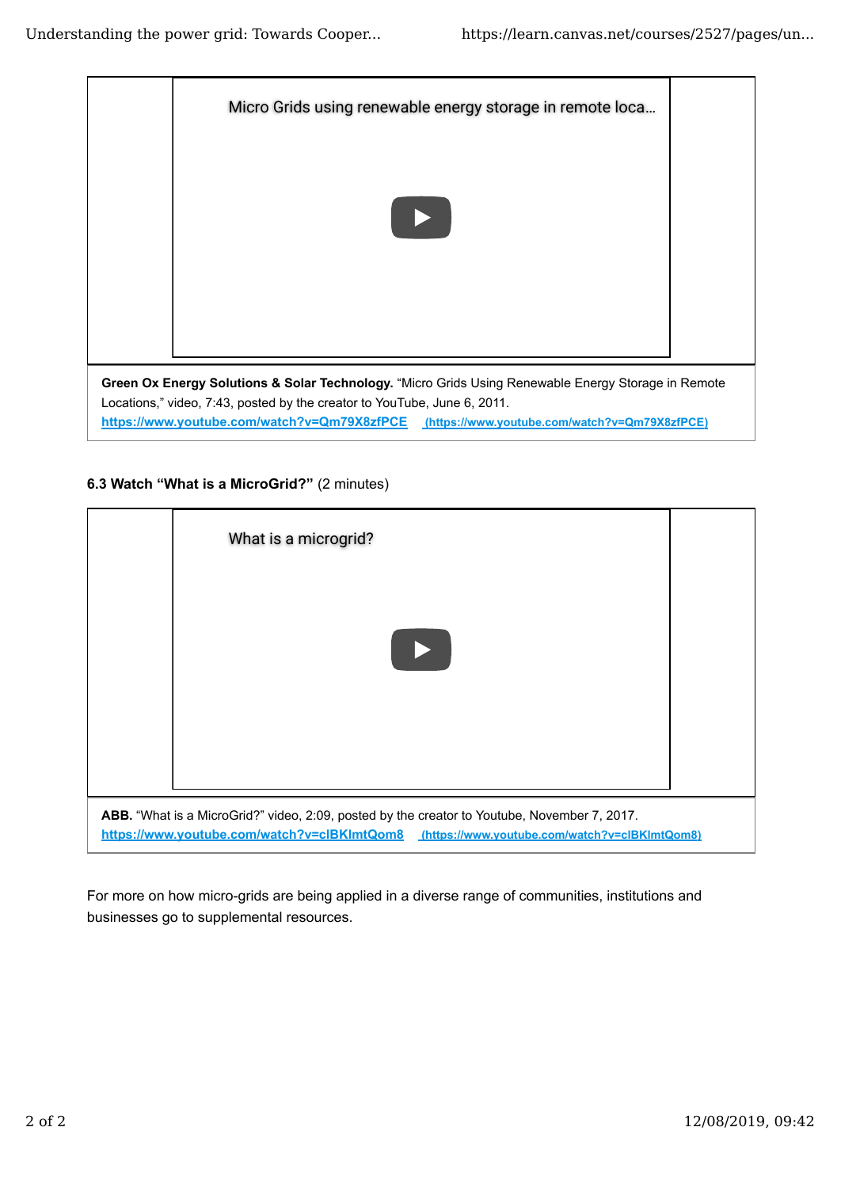Micro Grids using renewable energy storage in remote loca...

**Green Ox Energy Solutions & Solar Technology.** "Micro Grids Using Renewable Energy Storage in Remote Locations," video, 7:43, posted by the creator to YouTube, June 6, 2011. **https://www.youtube.com/watch?v=Qm79X8zfPCE** (https://www.youtube.com/watch?v=Qm79X8zfPCE)

**6.3 Watch "What is a MicroGrid?"** (2 minutes)

What is a microgrid?

**ABB.** "What is a MicroGrid?" video, 2:09, posted by the creator to Youtube, November 7, 2017. **https://www.youtube.com/watch?v=clBKlmtQom8** (https://www.youtube.com/watch?v=clBKlmtQom8)

For more on how micro-grids are being applied in a diverse range of communities, institutions and businesses go to supplemental resources.